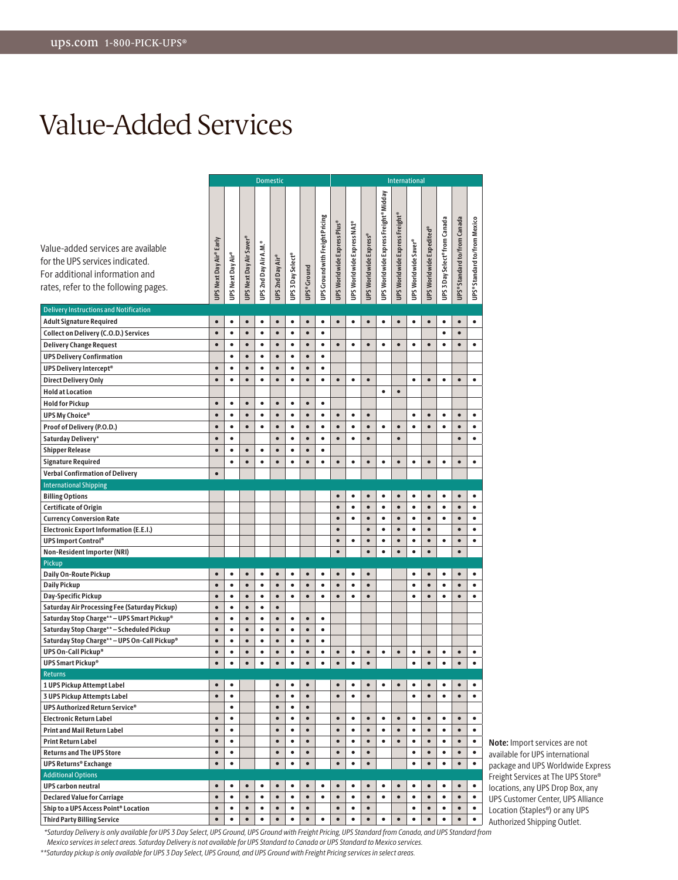# Value-Added Services

Value-added services are available for the UPS services indicated. For additional information and rates, refer to the following pages.

| | Domestic | | | | | | | | International | | | | | | | | | |
|---|---|---|---|---|---|---|---|---|---|---|---|---|---|---|---|---|---|---|
| | UPS Next Day Air® Early | UPS Next Day Air® | UPS Next Day Air Saver® | UPS 2nd Day Air A.M.® | UPS 2nd Day Air® | UPS 3 Day Select® | UPS® Ground | UPS Ground with Freight Pricing | UPS Worldwide Express Plus® | UPS Worldwide Express NA1® | UPS Worldwide Express® | UPS Worldwide Express Freight® Midday | UPS Worldwide Express Freight® | UPS Worldwide Saver® | UPS Worldwide Expedited® | UPS 3 Day Select® from Canada | UPS® Standard to/from Canada | UPS® Standard to/from Mexico |
| **Delivery Instructions and Notification** | | | | | | | | | | | | | | | | | | |
| **Adult Signature Required** | • | • | • | • | • | • | • | • | • | • | • | • | • | • | • | • | • | • |
| **Collect on Delivery (C.O.D.) Services** | • | • | • | • | • | • | • | • | | | | | | | | • | • | |
| **Delivery Change Request** | • | • | • | • | • | • | • | • | • | • | • | • | • | • | • | • | • | • |
| **UPS Delivery Confirmation** | | • | • | • | • | • | • | • | | | | | | | | | | |
| **UPS Delivery Intercept®** | • | • | • | • | • | • | • | • | | | | | | | | | | |
| **Direct Delivery Only** | • | • | • | • | • | • | • | • | • | • | • | | | • | • | • | • | • |
| **Hold at Location** | | | | | | | | | | | | • | • | | | | | |
| **Hold for Pickup** | • | • | • | • | • | • | • | • | | | | | | | | | | |
| **UPS My Choice®** | • | • | • | • | • | • | • | • | • | • | • | | | • | • | • | • | • |
| **Proof of Delivery (P.O.D.)** | • | • | • | • | • | • | • | • | • | • | • | • | • | • | • | • | • | • |
| **Saturday Delivery*** | • | • | | | • | • | • | • | • | • | • | | • | | | | • | • |
| **Shipper Release** | • | • | • | • | • | • | • | • | | | | | | | | | | |
| **Signature Required** | | • | • | • | • | • | • | • | • | • | • | • | • | • | • | • | • | • |
| **Verbal Confirmation of Delivery** | • | | | | | | | | | | | | | | | | | |
| **International Shipping** | | | | | | | | | | | | | | | | | | |
| **Billing Options** | | | | | | | | | • | • | • | • | • | • | • | • | • | • |
| **Certificate of Origin** | | | | | | | | | • | • | • | • | • | • | • | • | • | • |
| **Currency Conversion Rate** | | | | | | | | | • | • | • | • | • | • | • | • | • | • |
| **Electronic Export Information (E.E.I.)** | | | | | | | | | • | | • | • | • | • | • | | • | • |
| **UPS Import Control®** | | | | | | | | | • | • | • | • | • | • | • | • | • | • |
| **Non-Resident Importer (NRI)** | | | | | | | | | • | | • | • | • | • | • | | • | |
| **Pickup** | | | | | | | | | | | | | | | | | | |
| **Daily On-Route Pickup** | • | • | • | • | • | • | • | • | • | • | • | | | • | • | • | • | • |
| **Daily Pickup** | • | • | • | • | • | • | • | • | • | • | • | | | • | • | • | • | • |
| **Day-Specific Pickup** | • | • | • | • | • | • | • | • | • | • | • | | | • | • | • | • | • |
| **Saturday Air Processing Fee (Saturday Pickup)** | • | • | • | • | • | | | | | | | | | | | | | |
| **Saturday Stop Charge** – UPS Smart Pickup®** | • | • | • | • | • | • | • | • | | | | | | | | | | |
| **Saturday Stop Charge** – Scheduled Pickup** | • | • | • | • | • | • | • | • | | | | | | | | | | |
| **Saturday Stop Charge** – UPS On-Call Pickup®** | • | • | • | • | • | • | • | • | | | | | | | | | | |
| **UPS On-Call Pickup®** | • | • | • | • | • | • | • | • | • | • | • | • | • | • | • | • | • | • |
| **UPS Smart Pickup®** | • | • | • | • | • | • | • | • | • | • | • | | | • | • | • | • | • |
| **Returns** | | | | | | | | | | | | | | | | | | |
| **1 UPS Pickup Attempt Label** | • | • | | | • | • | • | | • | • | • | • | • | • | • | • | • | • |
| **3 UPS Pickup Attempts Label** | • | • | | | • | • | • | | • | • | • | | | • | • | • | • | • |
| **UPS Authorized Return Service®** | | • | | | • | • | • | | | | | | | | | | | |
| **Electronic Return Label** | • | • | | | • | • | • | | • | • | • | • | • | • | • | • | • | • |
| **Print and Mail Return Label** | • | • | | | • | • | • | | • | • | • | • | • | • | • | • | • | • |
| **Print Return Label** | • | • | | | • | • | • | | • | • | • | • | • | • | • | • | • | • |
| **Returns and The UPS Store** | • | • | | | • | • | • | | • | • | • | | | • | • | • | • | • |
| **UPS Returns® Exchange** | • | • | | | • | • | • | | • | • | • | | | • | • | • | • | • |
| **Additional Options** | | | | | | | | | | | | | | | | | | |
| **UPS carbon neutral** | • | • | • | • | • | • | • | • | • | • | • | • | • | • | • | • | • | • |
| **Declared Value for Carriage** | • | • | • | • | • | • | • | • | • | • | • | • | • | • | • | • | • | • |
| **Ship to a UPS Access Point® Location** | • | • | • | • | • | • | • | | • | • | • | | | • | • | • | • | • |
| **Third Party Billing Service** | • | • | • | • | • | • | • | • | • | • | • | • | • | • | • | • | • | • |

*Saturday Delivery is only available for UPS 3 Day Select, UPS Ground, UPS Ground with Freight Pricing, UPS Standard from Canada, and UPS Standard from Mexico services in select areas. Saturday Delivery is not available for UPS Standard to Canada or UPS Standard to Mexico services.*

*\*\*Saturday pickup is only available for UPS 3 Day Select, UPS Ground, and UPS Ground with Freight Pricing services in select areas.*

**Note:** Import services are not available for UPS international package and UPS Worldwide Express Freight Services at The UPS Store® locations, any UPS Drop Box, any UPS Customer Center, UPS Alliance Location (Staples®) or any UPS Authorized Shipping Outlet.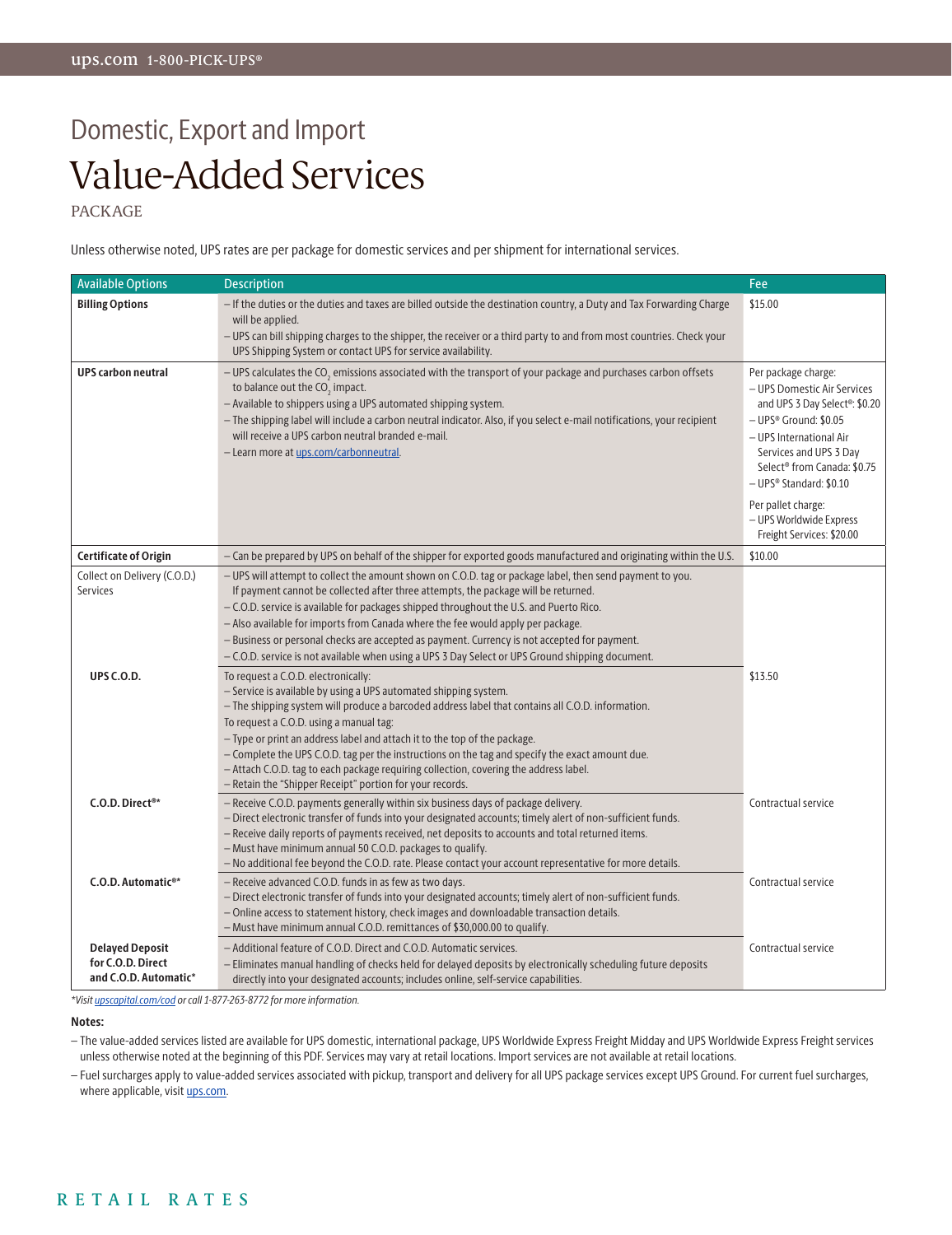# Domestic, Export and Import

# Value-Added Services

PACKAGE

Unless otherwise noted, UPS rates are per package for domestic services and per shipment for international services.

| Available Options | Description | Fee |
|---|---|---|
| **Billing Options** | – If the duties or the duties and taxes are billed outside the destination country, a Duty and Tax Forwarding Charge will be applied.<br>– UPS can bill shipping charges to the shipper, the receiver or a third party to and from most countries. Check your UPS Shipping System or contact UPS for service availability. | $15.00 |
| **UPS carbon neutral** | – UPS calculates the $CO_2$ emissions associated with the transport of your package and purchases carbon offsets to balance out the $CO_2$ impact.<br>– Available to shippers using a UPS automated shipping system.<br>– The shipping label will include a carbon neutral indicator. Also, if you select e-mail notifications, your recipient will receive a UPS carbon neutral branded e-mail.<br>– Learn more at ups.com/carbonneutral. | Per package charge:<br>– UPS Domestic Air Services and UPS 3 Day Select®: $0.20<br>– UPS® Ground: $0.05<br>– UPS International Air Services and UPS 3 Day Select® from Canada: $0.75<br>– UPS® Standard: $0.10<br><br>Per pallet charge:<br>– UPS Worldwide Express Freight Services: $20.00 |
| **Certificate of Origin** | – Can be prepared by UPS on behalf of the shipper for exported goods manufactured and originating within the U.S. | $10.00 |
| Collect on Delivery (C.O.D.) Services | – UPS will attempt to collect the amount shown on C.O.D. tag or package label, then send payment to you. If payment cannot be collected after three attempts, the package will be returned.<br>– C.O.D. service is available for packages shipped throughout the U.S. and Puerto Rico.<br>– Also available for imports from Canada where the fee would apply per package.<br>– Business or personal checks are accepted as payment. Currency is not accepted for payment.<br>– C.O.D. service is not available when using a UPS 3 Day Select or UPS Ground shipping document. | |
| **UPS C.O.D.** | To request a C.O.D. electronically:<br>– Service is available by using a UPS automated shipping system.<br>– The shipping system will produce a barcoded address label that contains all C.O.D. information.<br>To request a C.O.D. using a manual tag:<br>– Type or print an address label and attach it to the top of the package.<br>– Complete the UPS C.O.D. tag per the instructions on the tag and specify the exact amount due.<br>– Attach C.O.D. tag to each package requiring collection, covering the address label.<br>– Retain the "Shipper Receipt" portion for your records. | $13.50 |
| **C.O.D. Direct®*** | – Receive C.O.D. payments generally within six business days of package delivery.<br>– Direct electronic transfer of funds into your designated accounts; timely alert of non-sufficient funds.<br>– Receive daily reports of payments received, net deposits to accounts and total returned items.<br>– Must have minimum annual 50 C.O.D. packages to qualify.<br>– No additional fee beyond the C.O.D. rate. Please contact your account representative for more details. | Contractual service |
| **C.O.D. Automatic®*** | – Receive advanced C.O.D. funds in as few as two days.<br>– Direct electronic transfer of funds into your designated accounts; timely alert of non-sufficient funds.<br>– Online access to statement history, check images and downloadable transaction details.<br>– Must have minimum annual C.O.D. remittances of $30,000.00 to qualify. | Contractual service |
| **Delayed Deposit for C.O.D. Direct and C.O.D. Automatic*** | – Additional feature of C.O.D. Direct and C.O.D. Automatic services.<br>– Eliminates manual handling of checks held for delayed deposits by electronically scheduling future deposits directly into your designated accounts; includes online, self-service capabilities. | Contractual service |

*\*Visit upscapital.com/cod or call 1-877-263-8772 for more information.*

**Notes:**

– The value-added services listed are available for UPS domestic, international package, UPS Worldwide Express Freight Midday and UPS Worldwide Express Freight services unless otherwise noted at the beginning of this PDF. Services may vary at retail locations. Import services are not available at retail locations.

– Fuel surcharges apply to value-added services associated with pickup, transport and delivery for all UPS package services except UPS Ground. For current fuel surcharges, where applicable, visit ups.com.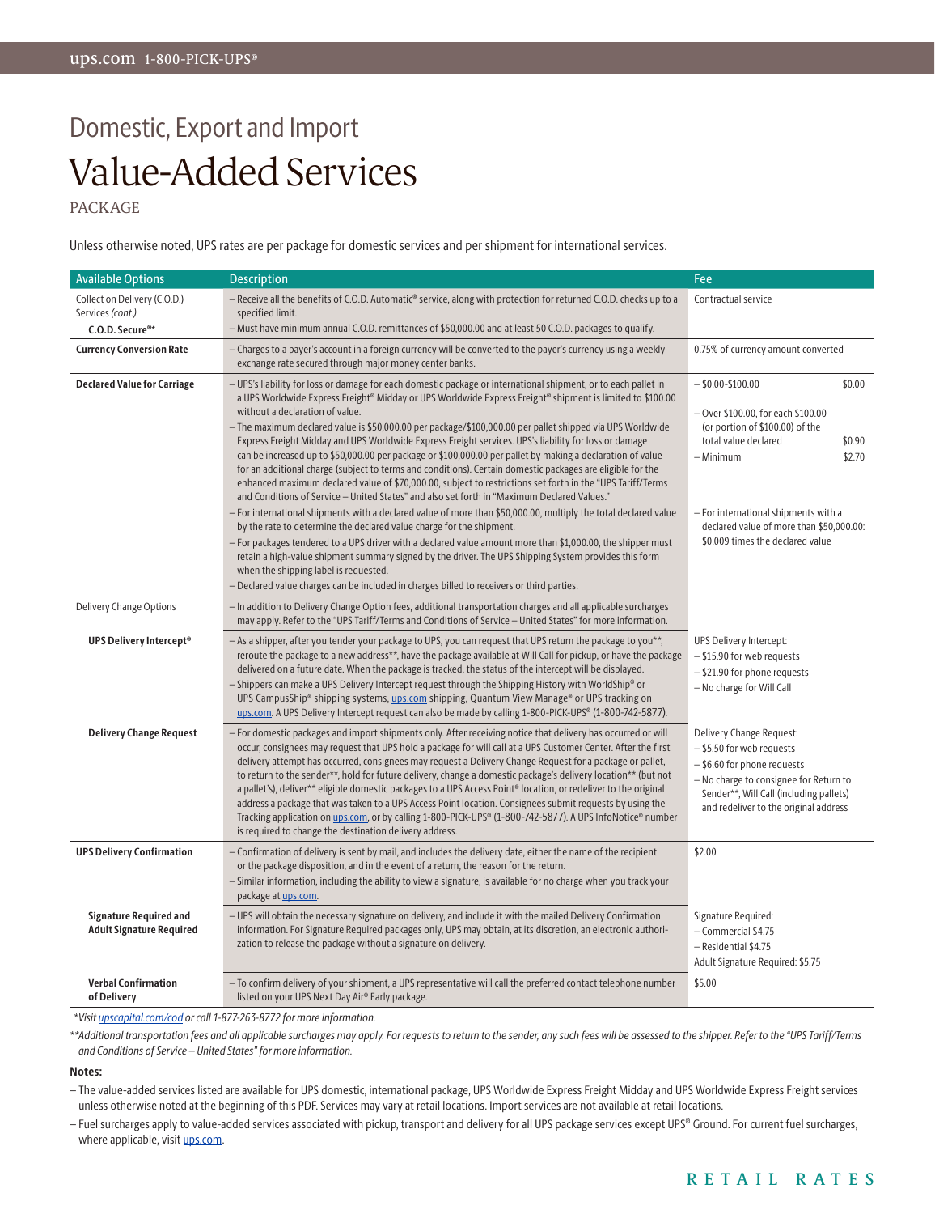Domestic, Export and Import

# Value-Added Services

PACKAGE

Unless otherwise noted, UPS rates are per package for domestic services and per shipment for international services.

| Available Options | Description | Fee |
|---|---|---|
| Collect on Delivery (C.O.D.) Services *(cont.)*<br>**C.O.D. Secure®*** | – Receive all the benefits of C.O.D. Automatic® service, along with protection for returned C.O.D. checks up to a specified limit.<br>– Must have minimum annual C.O.D. remittances of $50,000.00 and at least 50 C.O.D. packages to qualify. | Contractual service |
| **Currency Conversion Rate** | – Charges to a payer's account in a foreign currency will be converted to the payer's currency using a weekly exchange rate secured through major money center banks. | 0.75% of currency amount converted |
| **Declared Value for Carriage** | – UPS's liability for loss or damage for each domestic package or international shipment, or to each pallet in a UPS Worldwide Express Freight® Midday or UPS Worldwide Express Freight® shipment is limited to $100.00 without a declaration of value.<br>– The maximum declared value is $50,000.00 per package/$100,000.00 per pallet shipped via UPS Worldwide Express Freight Midday and UPS Worldwide Express Freight services. UPS's liability for loss or damage can be increased up to $50,000.00 per package or $100,000.00 per pallet by making a declaration of value for an additional charge (subject to terms and conditions). Certain domestic packages are eligible for the enhanced maximum declared value of $70,000.00, subject to restrictions set forth in the "UPS Tariff/Terms and Conditions of Service – United States" and also set forth in "Maximum Declared Values."<br>– For international shipments with a declared value of more than $50,000.00, multiply the total declared value by the rate to determine the declared value charge for the shipment.<br>– For packages tendered to a UPS driver with a declared value amount more than $1,000.00, the shipper must retain a high-value shipment summary signed by the driver. The UPS Shipping System provides this form when the shipping label is requested.<br>– Declared value charges can be included in charges billed to receivers or third parties. | – $0.00-$100.00 $0.00<br>– Over $100.00, for each $100.00 (or portion of $100.00) of the total value declared $0.90<br>– Minimum $2.70<br>– For international shipments with a declared value of more than $50,000.00: $0.009 times the declared value |
| Delivery Change Options | – In addition to Delivery Change Option fees, additional transportation charges and all applicable surcharges may apply. Refer to the "UPS Tariff/Terms and Conditions of Service – United States" for more information. | |
| **UPS Delivery Intercept®** | – As a shipper, after you tender your package to UPS, you can request that UPS return the package to you**, reroute the package to a new address**, have the package available at Will Call for pickup, or have the package delivered on a future date. When the package is tracked, the status of the intercept will be displayed.<br>– Shippers can make a UPS Delivery Intercept request through the Shipping History with WorldShip® or UPS CampusShip® shipping systems, ups.com shipping, Quantum View Manage® or UPS tracking on ups.com. A UPS Delivery Intercept request can also be made by calling 1-800-PICK-UPS® (1-800-742-5877). | UPS Delivery Intercept:<br>– $15.90 for web requests<br>– $21.90 for phone requests<br>– No charge for Will Call |
| **Delivery Change Request** | – For domestic packages and import shipments only. After receiving notice that delivery has occurred or will occur, consignees may request that UPS hold a package for will call at a UPS Customer Center. After the first delivery attempt has occurred, consignees may request a Delivery Change Request for a package or pallet, to return to the sender**, hold for future delivery, change a domestic package's delivery location** (but not a pallet's), deliver** eligible domestic packages to a UPS Access Point® location, or redeliver to the original address a package that was taken to a UPS Access Point location. Consignees submit requests by using the Tracking application on ups.com, or by calling 1-800-PICK-UPS® (1-800-742-5877). A UPS InfoNotice® number is required to change the destination delivery address. | Delivery Change Request:<br>– $5.50 for web requests<br>– $6.60 for phone requests<br>– No charge to consignee for Return to Sender**, Will Call (including pallets) and redeliver to the original address |
| **UPS Delivery Confirmation** | – Confirmation of delivery is sent by mail, and includes the delivery date, either the name of the recipient or the package disposition, and in the event of a return, the reason for the return.<br>– Similar information, including the ability to view a signature, is available for no charge when you track your package at ups.com. | $2.00 |
| **Signature Required and Adult Signature Required** | – UPS will obtain the necessary signature on delivery, and include it with the mailed Delivery Confirmation information. For Signature Required packages only, UPS may obtain, at its discretion, an electronic authorization to release the package without a signature on delivery. | Signature Required:<br>– Commercial $4.75<br>– Residential $4.75<br>Adult Signature Required: $5.75 |
| **Verbal Confirmation of Delivery** | – To confirm delivery of your shipment, a UPS representative will call the preferred contact telephone number listed on your UPS Next Day Air® Early package. | $5.00 |

*\*Visit upscapital.com/cod or call 1-877-263-8772 for more information.*

*\*\*Additional transportation fees and all applicable surcharges may apply. For requests to return to the sender, any such fees will be assessed to the shipper. Refer to the "UPS Tariff/Terms and Conditions of Service – United States" for more information.*

**Notes:**

– The value-added services listed are available for UPS domestic, international package, UPS Worldwide Express Freight Midday and UPS Worldwide Express Freight services unless otherwise noted at the beginning of this PDF. Services may vary at retail locations. Import services are not available at retail locations.

– Fuel surcharges apply to value-added services associated with pickup, transport and delivery for all UPS package services except UPS® Ground. For current fuel surcharges, where applicable, visit ups.com.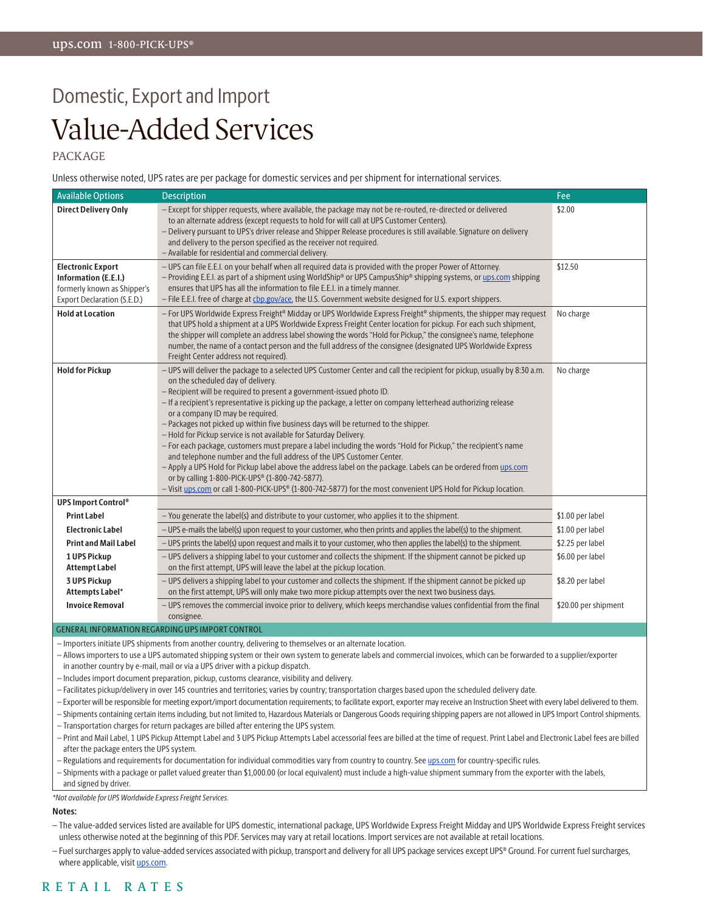# Domestic, Export and Import

# Value-Added Services

## PACKAGE

Unless otherwise noted, UPS rates are per package for domestic services and per shipment for international services.

| Available Options | Description | Fee |
|---|---|---|
| **Direct Delivery Only** | – Except for shipper requests, where available, the package may not be re-routed, re-directed or delivered to an alternate address (except requests to hold for will call at UPS Customer Centers).<br>– Delivery pursuant to UPS's driver release and Shipper Release procedures is still available. Signature on delivery and delivery to the person specified as the receiver not required.<br>– Available for residential and commercial delivery. | $2.00 |
| **Electronic Export Information (E.E.I.)** formerly known as Shipper's Export Declaration (S.E.D.) | – UPS can file E.E.I. on your behalf when all required data is provided with the proper Power of Attorney.<br>– Providing E.E.I. as part of a shipment using WorldShip® or UPS CampusShip® shipping systems, or ups.com shipping ensures that UPS has all the information to file E.E.I. in a timely manner.<br>– File E.E.I. free of charge at cbp.gov/ace, the U.S. Government website designed for U.S. export shippers. | $12.50 |
| **Hold at Location** | – For UPS Worldwide Express Freight® Midday or UPS Worldwide Express Freight® shipments, the shipper may request that UPS hold a shipment at a UPS Worldwide Express Freight Center location for pickup. For each such shipment, the shipper will complete an address label showing the words "Hold for Pickup," the consignee's name, telephone number, the name of a contact person and the full address of the consignee (designated UPS Worldwide Express Freight Center address not required). | No charge |
| **Hold for Pickup** | – UPS will deliver the package to a selected UPS Customer Center and call the recipient for pickup, usually by 8:30 a.m. on the scheduled day of delivery.<br>– Recipient will be required to present a government-issued photo ID.<br>– If a recipient's representative is picking up the package, a letter on company letterhead authorizing release or a company ID may be required.<br>– Packages not picked up within five business days will be returned to the shipper.<br>– Hold for Pickup service is not available for Saturday Delivery.<br>– For each package, customers must prepare a label including the words "Hold for Pickup," the recipient's name and telephone number and the full address of the UPS Customer Center.<br>– Apply a UPS Hold for Pickup label above the address label on the package. Labels can be ordered from ups.com or by calling 1-800-PICK-UPS® (1-800-742-5877).<br>– Visit ups.com or call 1-800-PICK-UPS® (1-800-742-5877) for the most convenient UPS Hold for Pickup location. | No charge |
| **UPS Import Control®** | | |
| **Print Label** | – You generate the label(s) and distribute to your customer, who applies it to the shipment. | $1.00 per label |
| **Electronic Label** | – UPS e-mails the label(s) upon request to your customer, who then prints and applies the label(s) to the shipment. | $1.00 per label |
| **Print and Mail Label** | – UPS prints the label(s) upon request and mails it to your customer, who then applies the label(s) to the shipment. | $2.25 per label |
| **1 UPS Pickup Attempt Label** | – UPS delivers a shipping label to your customer and collects the shipment. If the shipment cannot be picked up on the first attempt, UPS will leave the label at the pickup location. | $6.00 per label |
| **3 UPS Pickup Attempts Label*** | – UPS delivers a shipping label to your customer and collects the shipment. If the shipment cannot be picked up on the first attempt, UPS will only make two more pickup attempts over the next two business days. | $8.20 per label |
| **Invoice Removal** | – UPS removes the commercial invoice prior to delivery, which keeps merchandise values confidential from the final consignee. | $20.00 per shipment |

### GENERAL INFORMATION REGARDING UPS IMPORT CONTROL

- Importers initiate UPS shipments from another country, delivering to themselves or an alternate location.
- Allows importers to use a UPS automated shipping system or their own system to generate labels and commercial invoices, which can be forwarded to a supplier/exporter in another country by e-mail, mail or via a UPS driver with a pickup dispatch.
- Includes import document preparation, pickup, customs clearance, visibility and delivery.
- Facilitates pickup/delivery in over 145 countries and territories; varies by country; transportation charges based upon the scheduled delivery date.
- Exporter will be responsible for meeting export/import documentation requirements; to facilitate export, exporter may receive an Instruction Sheet with every label delivered to them.
- Shipments containing certain items including, but not limited to, Hazardous Materials or Dangerous Goods requiring shipping papers are not allowed in UPS Import Control shipments.
- Transportation charges for return packages are billed after entering the UPS system.
- Print and Mail Label, 1 UPS Pickup Attempt Label and 3 UPS Pickup Attempts Label accessorial fees are billed at the time of request. Print Label and Electronic Label fees are billed after the package enters the UPS system.
- Regulations and requirements for documentation for individual commodities vary from country to country. See ups.com for country-specific rules.
- Shipments with a package or pallet valued greater than $1,000.00 (or local equivalent) must include a high-value shipment summary from the exporter with the labels, and signed by driver.

*\*Not available for UPS Worldwide Express Freight Services.*

**Notes:**

- The value-added services listed are available for UPS domestic, international package, UPS Worldwide Express Freight Midday and UPS Worldwide Express Freight services unless otherwise noted at the beginning of this PDF. Services may vary at retail locations. Import services are not available at retail locations.
- Fuel surcharges apply to value-added services associated with pickup, transport and delivery for all UPS package services except UPS® Ground. For current fuel surcharges, where applicable, visit ups.com.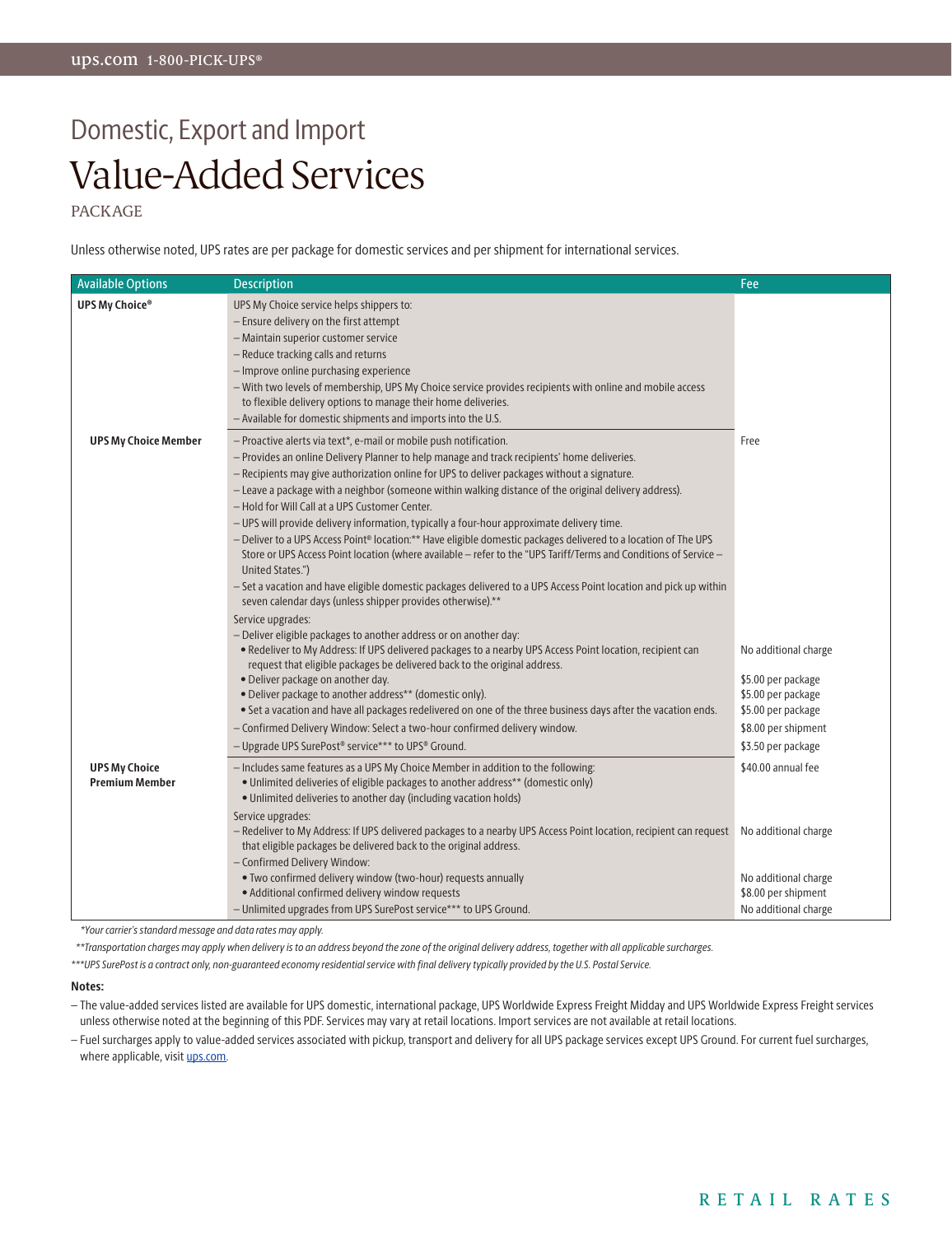Domestic, Export and Import

# Value-Added Services

PACKAGE

Unless otherwise noted, UPS rates are per package for domestic services and per shipment for international services.

| Available Options | Description | Fee |
|---|---|---|
| **UPS My Choice®** | UPS My Choice service helps shippers to:<br>– Ensure delivery on the first attempt<br>– Maintain superior customer service<br>– Reduce tracking calls and returns<br>– Improve online purchasing experience<br>– With two levels of membership, UPS My Choice service provides recipients with online and mobile access to flexible delivery options to manage their home deliveries.<br>– Available for domestic shipments and imports into the U.S. | |
| **UPS My Choice Member** | – Proactive alerts via text*, e-mail or mobile push notification.<br>– Provides an online Delivery Planner to help manage and track recipients' home deliveries.<br>– Recipients may give authorization online for UPS to deliver packages without a signature.<br>– Leave a package with a neighbor (someone within walking distance of the original delivery address).<br>– Hold for Will Call at a UPS Customer Center.<br>– UPS will provide delivery information, typically a four-hour approximate delivery time.<br>– Deliver to a UPS Access Point® location:** Have eligible domestic packages delivered to a location of The UPS Store or UPS Access Point location (where available – refer to the "UPS Tariff/Terms and Conditions of Service – United States.")<br>– Set a vacation and have eligible domestic packages delivered to a UPS Access Point location and pick up within seven calendar days (unless shipper provides otherwise).** | Free |
| | Service upgrades:<br>– Deliver eligible packages to another address or on another day:<br>• Redeliver to My Address: If UPS delivered packages to a nearby UPS Access Point location, recipient can request that eligible packages be delivered back to the original address. | No additional charge |
| | • Deliver package on another day. | $5.00 per package |
| | • Deliver package to another address** (domestic only). | $5.00 per package |
| | • Set a vacation and have all packages redelivered on one of the three business days after the vacation ends. | $5.00 per package |
| | – Confirmed Delivery Window: Select a two-hour confirmed delivery window. | $8.00 per shipment |
| | – Upgrade UPS SurePost® service*** to UPS® Ground. | $3.50 per package |
| **UPS My Choice Premium Member** | – Includes same features as a UPS My Choice Member in addition to the following:<br>• Unlimited deliveries of eligible packages to another address** (domestic only)<br>• Unlimited deliveries to another day (including vacation holds) | $40.00 annual fee |
| | Service upgrades:<br>– Redeliver to My Address: If UPS delivered packages to a nearby UPS Access Point location, recipient can request that eligible packages be delivered back to the original address. | No additional charge |
| | – Confirmed Delivery Window:<br>• Two confirmed delivery window (two-hour) requests annually | No additional charge |
| | • Additional confirmed delivery window requests | $8.00 per shipment |
| | – Unlimited upgrades from UPS SurePost service*** to UPS Ground. | No additional charge |

*\*Your carrier's standard message and data rates may apply.*

*\*\*Transportation charges may apply when delivery is to an address beyond the zone of the original delivery address, together with all applicable surcharges.*

*\*\*\*UPS SurePost is a contract only, non-guaranteed economy residential service with final delivery typically provided by the U.S. Postal Service.*

**Notes:**

– The value-added services listed are available for UPS domestic, international package, UPS Worldwide Express Freight Midday and UPS Worldwide Express Freight services unless otherwise noted at the beginning of this PDF. Services may vary at retail locations. Import services are not available at retail locations.

– Fuel surcharges apply to value-added services associated with pickup, transport and delivery for all UPS package services except UPS Ground. For current fuel surcharges, where applicable, visit ups.com.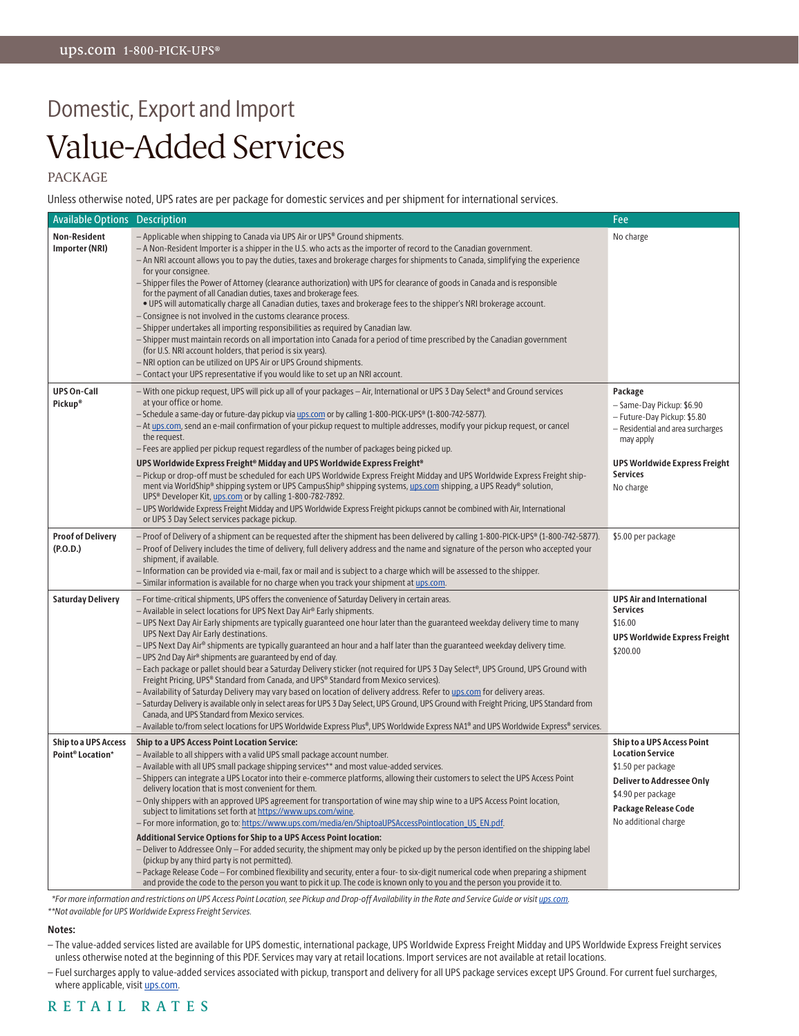# Domestic, Export and Import

# Value-Added Services

## PACKAGE

Unless otherwise noted, UPS rates are per package for domestic services and per shipment for international services.

| Available Options | Description | Fee |
|---|---|---|
| **Non-Resident Importer (NRI)** | – Applicable when shipping to Canada via UPS Air or UPS® Ground shipments.<br>– A Non-Resident Importer is a shipper in the U.S. who acts as the importer of record to the Canadian government.<br>– An NRI account allows you to pay the duties, taxes and brokerage charges for shipments to Canada, simplifying the experience for your consignee.<br>– Shipper files the Power of Attorney (clearance authorization) with UPS for clearance of goods in Canada and is responsible for the payment of all Canadian duties, taxes and brokerage fees.<br>• UPS will automatically charge all Canadian duties, taxes and brokerage fees to the shipper's NRI brokerage account.<br>– Consignee is not involved in the customs clearance process.<br>– Shipper undertakes all importing responsibilities as required by Canadian law.<br>– Shipper must maintain records on all importation into Canada for a period of time prescribed by the Canadian government (for U.S. NRI account holders, that period is six years).<br>– NRI option can be utilized on UPS Air or UPS Ground shipments.<br>– Contact your UPS representative if you would like to set up an NRI account. | No charge |
| **UPS On-Call Pickup®** | – With one pickup request, UPS will pick up all of your packages – Air, International or UPS 3 Day Select® and Ground services at your office or home.<br>– Schedule a same-day or future-day pickup via ups.com or by calling 1-800-PICK-UPS® (1-800-742-5877).<br>– At ups.com, send an e-mail confirmation of your pickup request to multiple addresses, modify your pickup request, or cancel the request.<br>– Fees are applied per pickup request regardless of the number of packages being picked up.<br>**UPS Worldwide Express Freight® Midday and UPS Worldwide Express Freight®**<br>– Pickup or drop-off must be scheduled for each UPS Worldwide Express Freight Midday and UPS Worldwide Express Freight shipment via WorldShip® shipping system or UPS CampusShip® shipping systems, ups.com shipping, a UPS Ready® solution, UPS® Developer Kit, ups.com or by calling 1-800-782-7892.<br>– UPS Worldwide Express Freight Midday and UPS Worldwide Express Freight pickups cannot be combined with Air, International or UPS 3 Day Select services package pickup. | **Package**<br>– Same-Day Pickup: $6.90<br>– Future-Day Pickup: $5.80<br>– Residential and area surcharges may apply<br>**UPS Worldwide Express Freight Services**<br>No charge |
| **Proof of Delivery (P.O.D.)** | – Proof of Delivery of a shipment can be requested after the shipment has been delivered by calling 1-800-PICK-UPS® (1-800-742-5877).<br>– Proof of Delivery includes the time of delivery, full delivery address and the name and signature of the person who accepted your shipment, if available.<br>– Information can be provided via e-mail, fax or mail and is subject to a charge which will be assessed to the shipper.<br>– Similar information is available for no charge when you track your shipment at ups.com. | $5.00 per package |
| **Saturday Delivery** | – For time-critical shipments, UPS offers the convenience of Saturday Delivery in certain areas.<br>– Available in select locations for UPS Next Day Air® Early shipments.<br>– UPS Next Day Air Early shipments are typically guaranteed one hour later than the guaranteed weekday delivery time to many UPS Next Day Air Early destinations.<br>– UPS Next Day Air® shipments are typically guaranteed an hour and a half later than the guaranteed weekday delivery time.<br>– UPS 2nd Day Air® shipments are guaranteed by end of day.<br>– Each package or pallet should bear a Saturday Delivery sticker (not required for UPS 3 Day Select®, UPS Ground, UPS Ground with Freight Pricing, UPS® Standard from Canada, and UPS® Standard from Mexico services).<br>– Availability of Saturday Delivery may vary based on location of delivery address. Refer to ups.com for delivery areas.<br>– Saturday Delivery is available only in select areas for UPS 3 Day Select, UPS Ground, UPS Ground with Freight Pricing, UPS Standard from Canada, and UPS Standard from Mexico services.<br>– Available to/from select locations for UPS Worldwide Express Plus®, UPS Worldwide Express NA1® and UPS Worldwide Express® services. | **UPS Air and International Services**<br>$16.00<br>**UPS Worldwide Express Freight**<br>$200.00 |
| **Ship to a UPS Access Point® Location*** | **Ship to a UPS Access Point Location Service:**<br>– Available to all shippers with a valid UPS small package account number.<br>– Available with all UPS small package shipping services** and most value-added services.<br>– Shippers can integrate a UPS Locator into their e-commerce platforms, allowing their customers to select the UPS Access Point delivery location that is most convenient for them.<br>– Only shippers with an approved UPS agreement for transportation of wine may ship wine to a UPS Access Point location, subject to limitations set forth at https://www.ups.com/wine.<br>– For more information, go to: https://www.ups.com/media/en/ShiptoaUPSAccessPointlocation_US_EN.pdf.<br>**Additional Service Options for Ship to a UPS Access Point location:**<br>– Deliver to Addressee Only – For added security, the shipment may only be picked up by the person identified on the shipping label (pickup by any third party is not permitted).<br>– Package Release Code – For combined flexibility and security, enter a four- to six-digit numerical code when preparing a shipment and provide the code to the person you want to pick it up. The code is known only to you and the person you provide it to. | **Ship to a UPS Access Point Location Service**<br>$1.50 per package<br>**Deliver to Addressee Only**<br>$4.90 per package<br>**Package Release Code**<br>No additional charge |

*\*For more information and restrictions on UPS Access Point Location, see Pickup and Drop-off Availability in the Rate and Service Guide or visit ups.com.*

*\*\*Not available for UPS Worldwide Express Freight Services.*

**Notes:**

– The value-added services listed are available for UPS domestic, international package, UPS Worldwide Express Freight Midday and UPS Worldwide Express Freight services unless otherwise noted at the beginning of this PDF. Services may vary at retail locations. Import services are not available at retail locations.

– Fuel surcharges apply to value-added services associated with pickup, transport and delivery for all UPS package services except UPS Ground. For current fuel surcharges, where applicable, visit ups.com.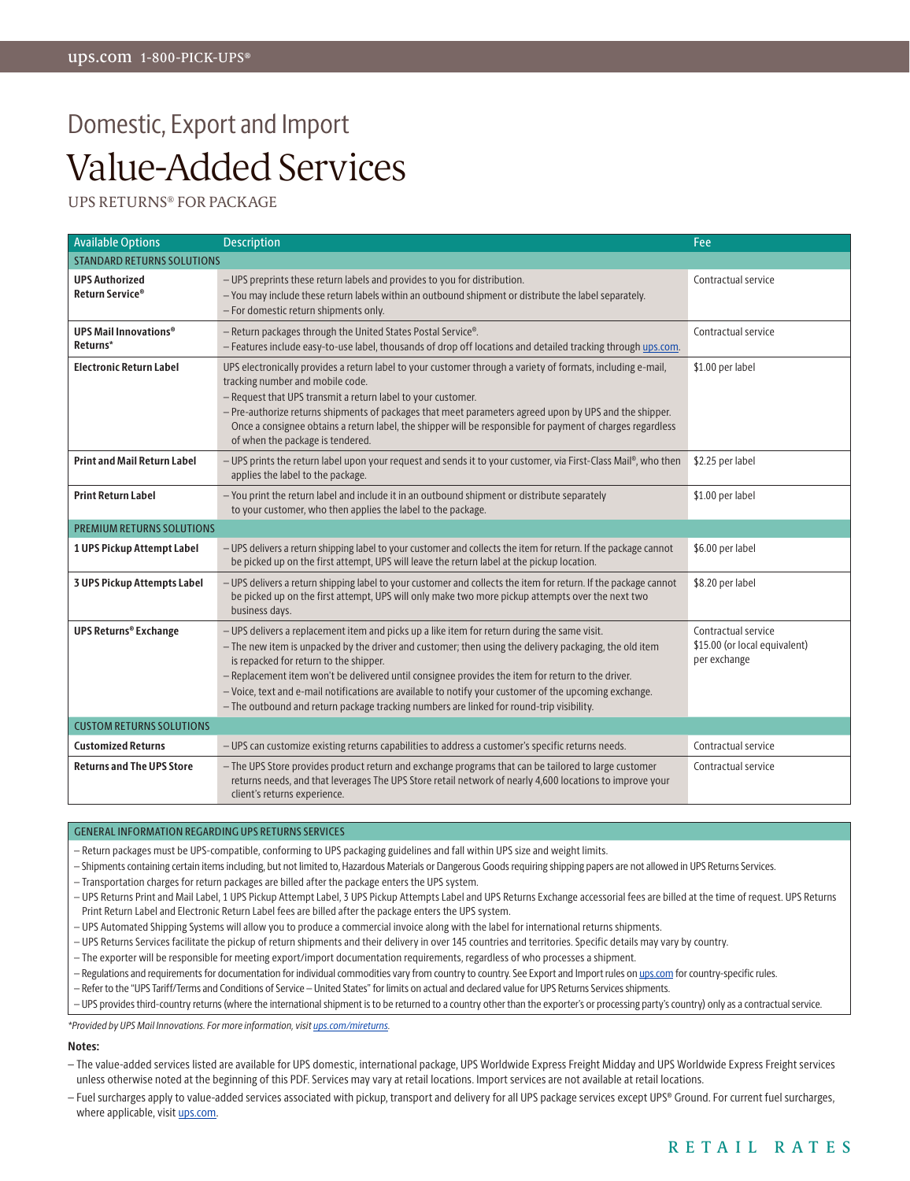Domestic, Export and Import

# Value-Added Services

## UPS RETURNS® FOR PACKAGE

| Available Options | Description | Fee |
|---|---|---|
| STANDARD RETURNS SOLUTIONS | | |
| **UPS Authorized Return Service®** | – UPS preprints these return labels and provides to you for distribution.<br>– You may include these return labels within an outbound shipment or distribute the label separately.<br>– For domestic return shipments only. | Contractual service |
| **UPS Mail Innovations® Returns*** | – Return packages through the United States Postal Service®.<br>– Features include easy-to-use label, thousands of drop off locations and detailed tracking through ups.com. | Contractual service |
| **Electronic Return Label** | UPS electronically provides a return label to your customer through a variety of formats, including e-mail, tracking number and mobile code.<br>– Request that UPS transmit a return label to your customer.<br>– Pre-authorize returns shipments of packages that meet parameters agreed upon by UPS and the shipper. Once a consignee obtains a return label, the shipper will be responsible for payment of charges regardless of when the package is tendered. | $1.00 per label |
| **Print and Mail Return Label** | – UPS prints the return label upon your request and sends it to your customer, via First-Class Mail®, who then applies the label to the package. | $2.25 per label |
| **Print Return Label** | – You print the return label and include it in an outbound shipment or distribute separately to your customer, who then applies the label to the package. | $1.00 per label |
| PREMIUM RETURNS SOLUTIONS | | |
| **1 UPS Pickup Attempt Label** | – UPS delivers a return shipping label to your customer and collects the item for return. If the package cannot be picked up on the first attempt, UPS will leave the return label at the pickup location. | $6.00 per label |
| **3 UPS Pickup Attempts Label** | – UPS delivers a return shipping label to your customer and collects the item for return. If the package cannot be picked up on the first attempt, UPS will only make two more pickup attempts over the next two business days. | $8.20 per label |
| **UPS Returns® Exchange** | – UPS delivers a replacement item and picks up a like item for return during the same visit.<br>– The new item is unpacked by the driver and customer; then using the delivery packaging, the old item is repacked for return to the shipper.<br>– Replacement item won't be delivered until consignee provides the item for return to the driver.<br>– Voice, text and e-mail notifications are available to notify your customer of the upcoming exchange.<br>– The outbound and return package tracking numbers are linked for round-trip visibility. | Contractual service<br>$15.00 (or local equivalent) per exchange |
| CUSTOM RETURNS SOLUTIONS | | |
| **Customized Returns** | – UPS can customize existing returns capabilities to address a customer's specific returns needs. | Contractual service |
| **Returns and The UPS Store** | – The UPS Store provides product return and exchange programs that can be tailored to large customer returns needs, and that leverages The UPS Store retail network of nearly 4,600 locations to improve your client's returns experience. | Contractual service |

### GENERAL INFORMATION REGARDING UPS RETURNS SERVICES

- Return packages must be UPS-compatible, conforming to UPS packaging guidelines and fall within UPS size and weight limits.
- Shipments containing certain items including, but not limited to, Hazardous Materials or Dangerous Goods requiring shipping papers are not allowed in UPS Returns Services.
- Transportation charges for return packages are billed after the package enters the UPS system.
- UPS Returns Print and Mail Label, 1 UPS Pickup Attempt Label, 3 UPS Pickup Attempts Label and UPS Returns Exchange accessorial fees are billed at the time of request. UPS Returns Print Return Label and Electronic Return Label fees are billed after the package enters the UPS system.
- UPS Automated Shipping Systems will allow you to produce a commercial invoice along with the label for international returns shipments.
- UPS Returns Services facilitate the pickup of return shipments and their delivery in over 145 countries and territories. Specific details may vary by country.
- The exporter will be responsible for meeting export/import documentation requirements, regardless of who processes a shipment.
- Regulations and requirements for documentation for individual commodities vary from country to country. See Export and Import rules on ups.com for country-specific rules.
- Refer to the "UPS Tariff/Terms and Conditions of Service – United States" for limits on actual and declared value for UPS Returns Services shipments.
- UPS provides third-country returns (where the international shipment is to be returned to a country other than the exporter's or processing party's country) only as a contractual service.

*Provided by UPS Mail Innovations. For more information, visit ups.com/mireturns.*

**Notes:**

- The value-added services listed are available for UPS domestic, international package, UPS Worldwide Express Freight Midday and UPS Worldwide Express Freight services unless otherwise noted at the beginning of this PDF. Services may vary at retail locations. Import services are not available at retail locations.
- Fuel surcharges apply to value-added services associated with pickup, transport and delivery for all UPS package services except UPS® Ground. For current fuel surcharges, where applicable, visit ups.com.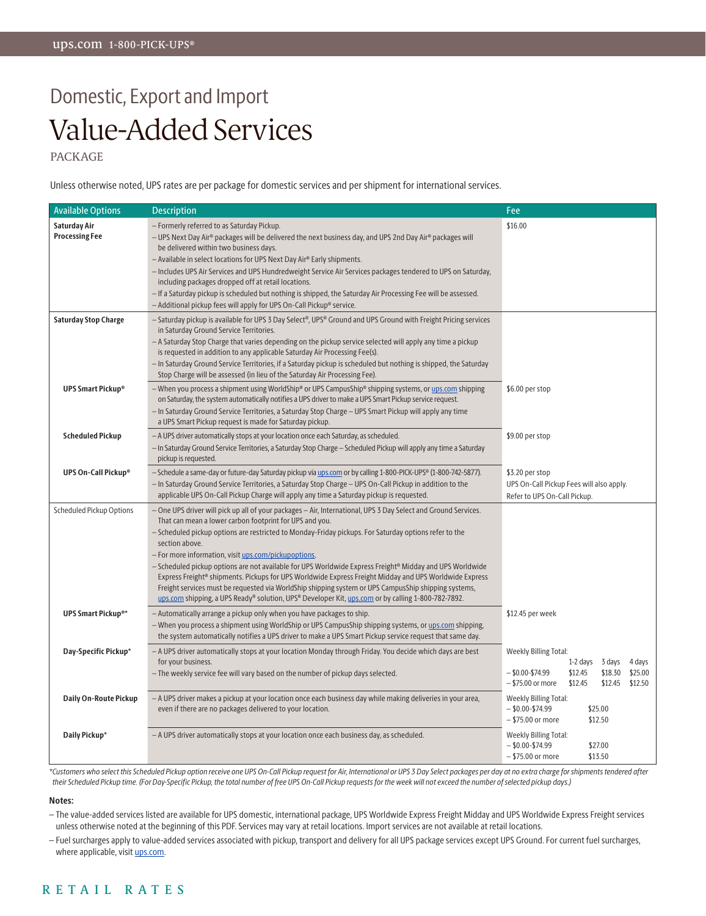# Domestic, Export and Import

# Value-Added Services

PACKAGE

Unless otherwise noted, UPS rates are per package for domestic services and per shipment for international services.

| Available Options | Description | Fee |
| --- | --- | --- |
| **Saturday Air Processing Fee** | – Formerly referred to as Saturday Pickup.<br>– UPS Next Day Air® packages will be delivered the next business day, and UPS 2nd Day Air® packages will be delivered within two business days.<br>– Available in select locations for UPS Next Day Air® Early shipments.<br>– Includes UPS Air Services and UPS Hundredweight Service Air Services packages tendered to UPS on Saturday, including packages dropped off at retail locations.<br>– If a Saturday pickup is scheduled but nothing is shipped, the Saturday Air Processing Fee will be assessed.<br>– Additional pickup fees will apply for UPS On-Call Pickup® service. | $16.00 |
| **Saturday Stop Charge** | – Saturday pickup is available for UPS 3 Day Select®, UPS® Ground and UPS Ground with Freight Pricing services in Saturday Ground Service Territories.<br>– A Saturday Stop Charge that varies depending on the pickup service selected will apply any time a pickup is requested in addition to any applicable Saturday Air Processing Fee(s).<br>– In Saturday Ground Service Territories, if a Saturday pickup is scheduled but nothing is shipped, the Saturday Stop Charge will be assessed (in lieu of the Saturday Air Processing Fee). | |
| **UPS Smart Pickup®** | – When you process a shipment using WorldShip® or UPS CampusShip® shipping systems, or ups.com shipping on Saturday, the system automatically notifies a UPS driver to make a UPS Smart Pickup service request.<br>– In Saturday Ground Service Territories, a Saturday Stop Charge – UPS Smart Pickup will apply any time a UPS Smart Pickup request is made for Saturday pickup. | $6.00 per stop |
| **Scheduled Pickup** | – A UPS driver automatically stops at your location once each Saturday, as scheduled.<br>– In Saturday Ground Service Territories, a Saturday Stop Charge – Scheduled Pickup will apply any time a Saturday pickup is requested. | $9.00 per stop |
| **UPS On-Call Pickup®** | – Schedule a same-day or future-day Saturday pickup via ups.com or by calling 1-800-PICK-UPS® (1-800-742-5877).<br>– In Saturday Ground Service Territories, a Saturday Stop Charge – UPS On-Call Pickup in addition to the applicable UPS On-Call Pickup Charge will apply any time a Saturday pickup is requested. | $3.20 per stop<br>UPS On-Call Pickup Fees will also apply. Refer to UPS On-Call Pickup. |
| Scheduled Pickup Options | – One UPS driver will pick up all of your packages – Air, International, UPS 3 Day Select and Ground Services. That can mean a lower carbon footprint for UPS and you.<br>– Scheduled pickup options are restricted to Monday-Friday pickups. For Saturday options refer to the section above.<br>– For more information, visit ups.com/pickupoptions.<br>– Scheduled pickup options are not available for UPS Worldwide Express Freight® Midday and UPS Worldwide Express Freight® shipments. Pickups for UPS Worldwide Express Freight Midday and UPS Worldwide Express Freight services must be requested via WorldShip shipping system or UPS CampusShip shipping systems, ups.com shipping, a UPS Ready® solution, UPS® Developer Kit, ups.com or by calling 1-800-782-7892. | |
| **UPS Smart Pickup®*** | – Automatically arrange a pickup only when you have packages to ship.<br>– When you process a shipment using WorldShip or UPS CampusShip shipping systems, or ups.com shipping, the system automatically notifies a UPS driver to make a UPS Smart Pickup service request that same day. | $12.45 per week |
| **Day-Specific Pickup*** | – A UPS driver automatically stops at your location Monday through Friday. You decide which days are best for your business.<br>– The weekly service fee will vary based on the number of pickup days selected. | Weekly Billing Total:<br>1-2 days / 3 days / 4 days<br>– $0.00-$74.99: $12.45 / $18.30 / $25.00<br>– $75.00 or more: $12.45 / $12.45 / $12.50 |
| **Daily On-Route Pickup** | – A UPS driver makes a pickup at your location once each business day while making deliveries in your area, even if there are no packages delivered to your location. | Weekly Billing Total:<br>– $0.00-$74.99 $25.00<br>– $75.00 or more $12.50 |
| **Daily Pickup*** | – A UPS driver automatically stops at your location once each business day, as scheduled. | Weekly Billing Total:<br>– $0.00-$74.99 $27.00<br>– $75.00 or more $13.50 |

*Customers who select this Scheduled Pickup option receive one UPS On-Call Pickup request for Air, International or UPS 3 Day Select packages per day at no extra charge for shipments tendered after their Scheduled Pickup time. (For Day-Specific Pickup, the total number of free UPS On-Call Pickup requests for the week will not exceed the number of selected pickup days.)*

**Notes:**

– The value-added services listed are available for UPS domestic, international package, UPS Worldwide Express Freight Midday and UPS Worldwide Express Freight services unless otherwise noted at the beginning of this PDF. Services may vary at retail locations. Import services are not available at retail locations.

– Fuel surcharges apply to value-added services associated with pickup, transport and delivery for all UPS package services except UPS Ground. For current fuel surcharges, where applicable, visit ups.com.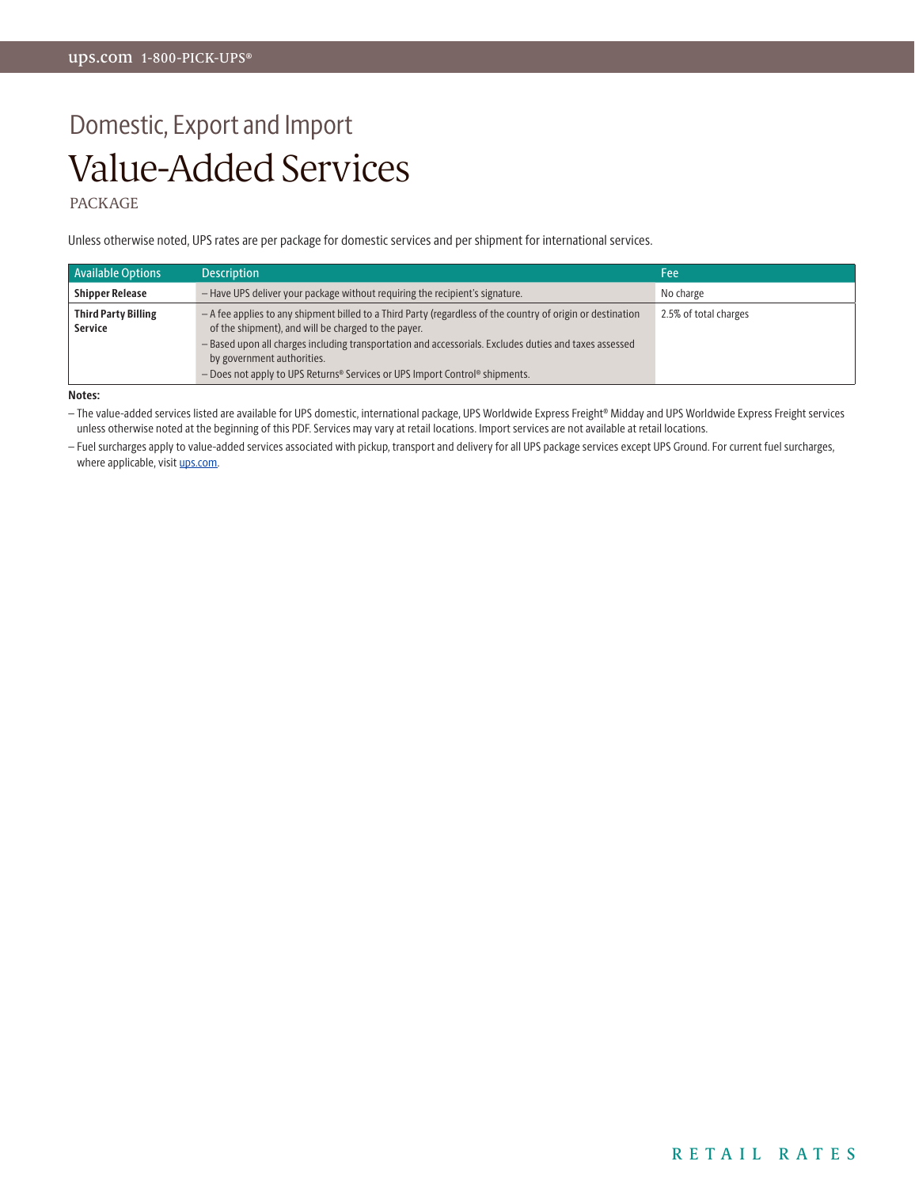Domestic, Export and Import

# Value-Added Services

PACKAGE

Unless otherwise noted, UPS rates are per package for domestic services and per shipment for international services.

| Available Options | Description | Fee |
|---|---|---|
| **Shipper Release** | – Have UPS deliver your package without requiring the recipient's signature. | No charge |
| **Third Party Billing Service** | – A fee applies to any shipment billed to a Third Party (regardless of the country of origin or destination of the shipment), and will be charged to the payer.<br>– Based upon all charges including transportation and accessorials. Excludes duties and taxes assessed by government authorities.<br>– Does not apply to UPS Returns® Services or UPS Import Control® shipments. | 2.5% of total charges |

**Notes:**

– The value-added services listed are available for UPS domestic, international package, UPS Worldwide Express Freight® Midday and UPS Worldwide Express Freight services unless otherwise noted at the beginning of this PDF. Services may vary at retail locations. Import services are not available at retail locations.

– Fuel surcharges apply to value-added services associated with pickup, transport and delivery for all UPS package services except UPS Ground. For current fuel surcharges, where applicable, visit ups.com.

RETAIL RATES